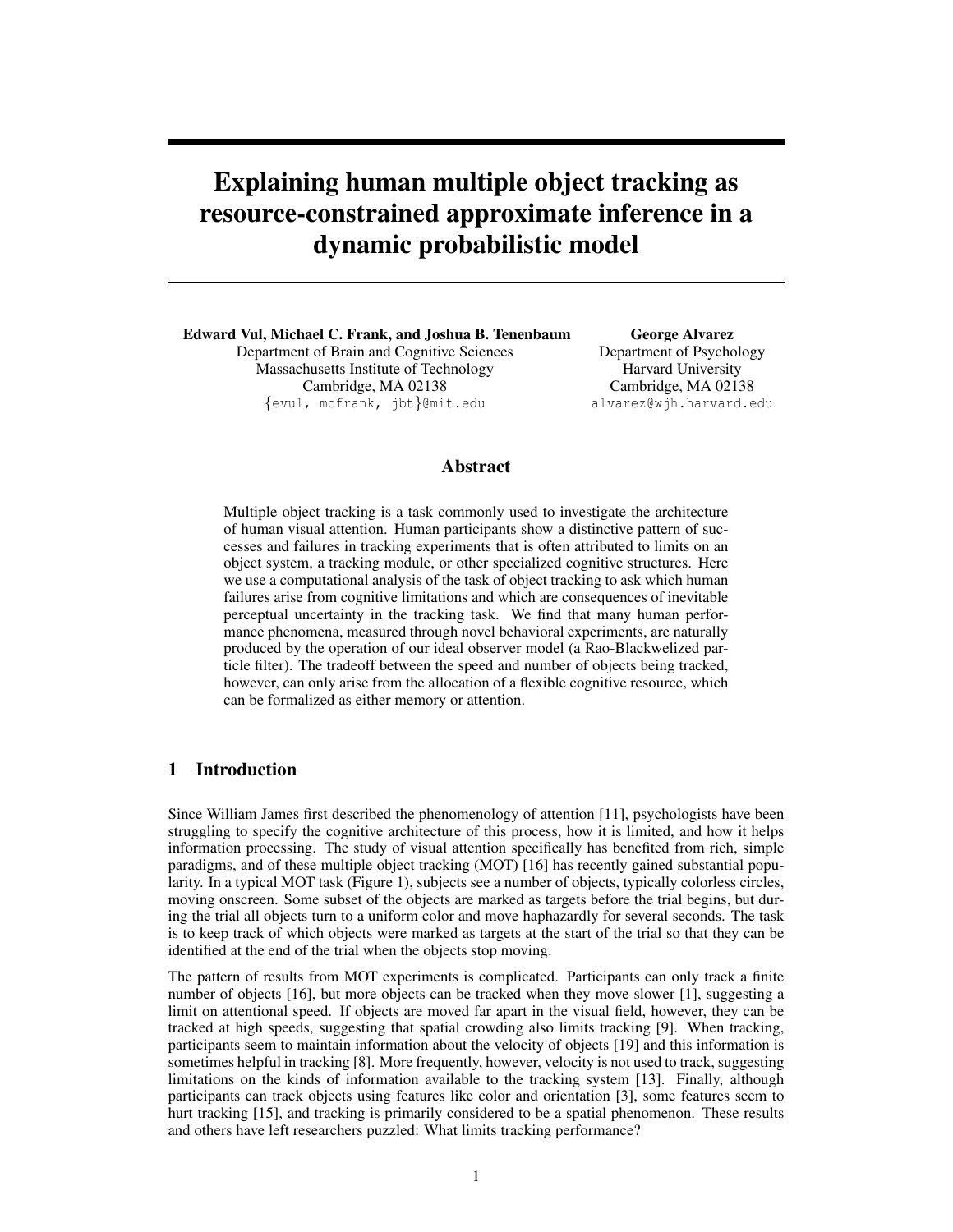# Explaining human multiple object tracking as resource-constrained approximate inference in a dynamic probabilistic model

**Edward Vul, Michael C. Frank, and Joshua B. Tenenbaum**
Department of Brain and Cognitive Sciences
Massachusetts Institute of Technology
Cambridge, MA 02138
{evul, mcfrank, jbt}@mit.edu

**George Alvarez**
Department of Psychology
Harvard University
Cambridge, MA 02138
alvarez@wjh.harvard.edu

## Abstract

Multiple object tracking is a task commonly used to investigate the architecture of human visual attention. Human participants show a distinctive pattern of successes and failures in tracking experiments that is often attributed to limits on an object system, a tracking module, or other specialized cognitive structures. Here we use a computational analysis of the task of object tracking to ask which human failures arise from cognitive limitations and which are consequences of inevitable perceptual uncertainty in the tracking task. We find that many human performance phenomena, measured through novel behavioral experiments, are naturally produced by the operation of our ideal observer model (a Rao-Blackwelized particle filter). The tradeoff between the speed and number of objects being tracked, however, can only arise from the allocation of a flexible cognitive resource, which can be formalized as either memory or attention.

## 1 Introduction

Since William James first described the phenomenology of attention [11], psychologists have been struggling to specify the cognitive architecture of this process, how it is limited, and how it helps information processing. The study of visual attention specifically has benefited from rich, simple paradigms, and of these multiple object tracking (MOT) [16] has recently gained substantial popularity. In a typical MOT task (Figure 1), subjects see a number of objects, typically colorless circles, moving onscreen. Some subset of the objects are marked as targets before the trial begins, but during the trial all objects turn to a uniform color and move haphazardly for several seconds. The task is to keep track of which objects were marked as targets at the start of the trial so that they can be identified at the end of the trial when the objects stop moving.

The pattern of results from MOT experiments is complicated. Participants can only track a finite number of objects [16], but more objects can be tracked when they move slower [1], suggesting a limit on attentional speed. If objects are moved far apart in the visual field, however, they can be tracked at high speeds, suggesting that spatial crowding also limits tracking [9]. When tracking, participants seem to maintain information about the velocity of objects [19] and this information is sometimes helpful in tracking [8]. More frequently, however, velocity is not used to track, suggesting limitations on the kinds of information available to the tracking system [13]. Finally, although participants can track objects using features like color and orientation [3], some features seem to hurt tracking [15], and tracking is primarily considered to be a spatial phenomenon. These results and others have left researchers puzzled: What limits tracking performance?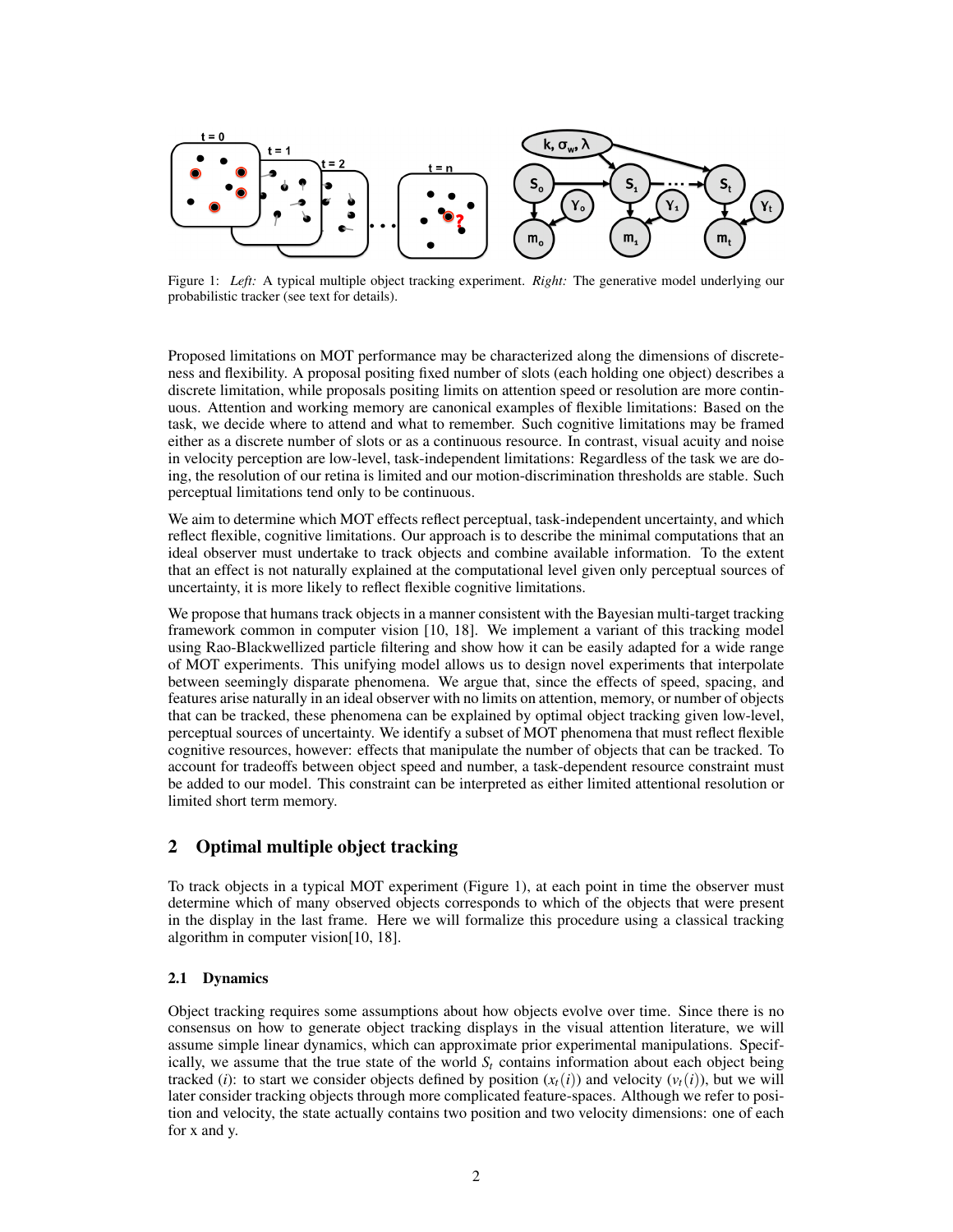Figure 1: *Left:* A typical multiple object tracking experiment. *Right:* The generative model underlying our probabilistic tracker (see text for details).

Proposed limitations on MOT performance may be characterized along the dimensions of discreteness and flexibility. A proposal positing fixed number of slots (each holding one object) describes a discrete limitation, while proposals positing limits on attention speed or resolution are more continuous. Attention and working memory are canonical examples of flexible limitations: Based on the task, we decide where to attend and what to remember. Such cognitive limitations may be framed either as a discrete number of slots or as a continuous resource. In contrast, visual acuity and noise in velocity perception are low-level, task-independent limitations: Regardless of the task we are doing, the resolution of our retina is limited and our motion-discrimination thresholds are stable. Such perceptual limitations tend only to be continuous.

We aim to determine which MOT effects reflect perceptual, task-independent uncertainty, and which reflect flexible, cognitive limitations. Our approach is to describe the minimal computations that an ideal observer must undertake to track objects and combine available information. To the extent that an effect is not naturally explained at the computational level given only perceptual sources of uncertainty, it is more likely to reflect flexible cognitive limitations.

We propose that humans track objects in a manner consistent with the Bayesian multi-target tracking framework common in computer vision [10, 18]. We implement a variant of this tracking model using Rao-Blackwellized particle filtering and show how it can be easily adapted for a wide range of MOT experiments. This unifying model allows us to design novel experiments that interpolate between seemingly disparate phenomena. We argue that, since the effects of speed, spacing, and features arise naturally in an ideal observer with no limits on attention, memory, or number of objects that can be tracked, these phenomena can be explained by optimal object tracking given low-level, perceptual sources of uncertainty. We identify a subset of MOT phenomena that must reflect flexible cognitive resources, however: effects that manipulate the number of objects that can be tracked. To account for tradeoffs between object speed and number, a task-dependent resource constraint must be added to our model. This constraint can be interpreted as either limited attentional resolution or limited short term memory.

## 2 Optimal multiple object tracking

To track objects in a typical MOT experiment (Figure 1), at each point in time the observer must determine which of many observed objects corresponds to which of the objects that were present in the display in the last frame. Here we will formalize this procedure using a classical tracking algorithm in computer vision[10, 18].

### 2.1 Dynamics

Object tracking requires some assumptions about how objects evolve over time. Since there is no consensus on how to generate object tracking displays in the visual attention literature, we will assume simple linear dynamics, which can approximate prior experimental manipulations. Specifically, we assume that the true state of the world $S_t$ contains information about each object being tracked ($i$): to start we consider objects defined by position ($x_t(i)$) and velocity ($v_t(i)$), but we will later consider tracking objects through more complicated feature-spaces. Although we refer to position and velocity, the state actually contains two position and two velocity dimensions: one of each for x and y.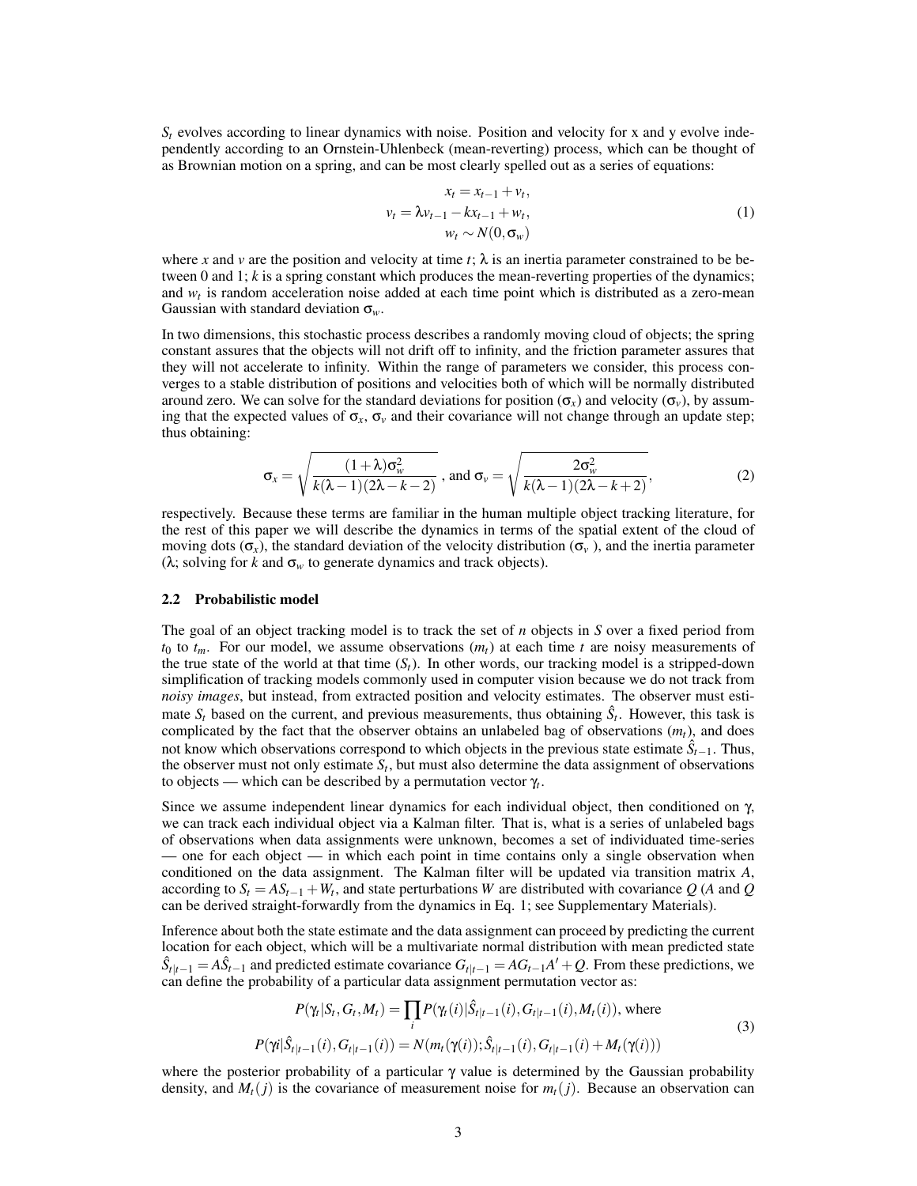$S_t$ evolves according to linear dynamics with noise. Position and velocity for x and y evolve independently according to an Ornstein-Uhlenbeck (mean-reverting) process, which can be thought of as Brownian motion on a spring, and can be most clearly spelled out as a series of equations:

$$
\begin{aligned}
x_t &= x_{t-1} + v_t, \\
v_t &= \lambda v_{t-1} - k x_{t-1} + w_t, \\
w_t &\sim N(0, \sigma_w)
\end{aligned}
\tag{1}
$$

where $x$ and $v$ are the position and velocity at time $t$; $\lambda$ is an inertia parameter constrained to be between 0 and 1; $k$ is a spring constant which produces the mean-reverting properties of the dynamics; and $w_t$ is random acceleration noise added at each time point which is distributed as a zero-mean Gaussian with standard deviation $\sigma_w$.

In two dimensions, this stochastic process describes a randomly moving cloud of objects; the spring constant assures that the objects will not drift off to infinity, and the friction parameter assures that they will not accelerate to infinity. Within the range of parameters we consider, this process converges to a stable distribution of positions and velocities both of which will be normally distributed around zero. We can solve for the standard deviations for position ($\sigma_x$) and velocity ($\sigma_v$), by assuming that the expected values of $\sigma_x$, $\sigma_v$ and their covariance will not change through an update step; thus obtaining:

$$
\sigma_x = \sqrt{\frac{(1+\lambda)\sigma_w^2}{k(\lambda-1)(2\lambda-k-2)}}\text{ , and } \sigma_v = \sqrt{\frac{2\sigma_w^2}{k(\lambda-1)(2\lambda-k+2)}},
\tag{2}
$$

respectively. Because these terms are familiar in the human multiple object tracking literature, for the rest of this paper we will describe the dynamics in terms of the spatial extent of the cloud of moving dots ($\sigma_x$), the standard deviation of the velocity distribution ($\sigma_v$ ), and the inertia parameter ($\lambda$; solving for $k$ and $\sigma_w$ to generate dynamics and track objects).

### 2.2 Probabilistic model

The goal of an object tracking model is to track the set of $n$ objects in $S$ over a fixed period from $t_0$ to $t_m$. For our model, we assume observations ($m_t$) at each time $t$ are noisy measurements of the true state of the world at that time ($S_t$). In other words, our tracking model is a stripped-down simplification of tracking models commonly used in computer vision because we do not track from *noisy images*, but instead, from extracted position and velocity estimates. The observer must estimate $S_t$ based on the current, and previous measurements, thus obtaining $\hat{S}_t$. However, this task is complicated by the fact that the observer obtains an unlabeled bag of observations ($m_t$), and does not know which observations correspond to which objects in the previous state estimate $\hat{S}_{t-1}$. Thus, the observer must not only estimate $S_t$, but must also determine the data assignment of observations to objects — which can be described by a permutation vector $\gamma_t$.

Since we assume independent linear dynamics for each individual object, then conditioned on $\gamma$, we can track each individual object via a Kalman filter. That is, what is a series of unlabeled bags of observations when data assignments were unknown, becomes a set of individuated time-series — one for each object — in which each point in time contains only a single observation when conditioned on the data assignment. The Kalman filter will be updated via transition matrix $A$, according to $S_t = AS_{t-1} + W_t$, and state perturbations $W$ are distributed with covariance $Q$ ($A$ and $Q$ can be derived straight-forwardly from the dynamics in Eq. 1; see Supplementary Materials).

Inference about both the state estimate and the data assignment can proceed by predicting the current location for each object, which will be a multivariate normal distribution with mean predicted state $\hat{S}_{t|t-1} = A\hat{S}_{t-1}$ and predicted estimate covariance $G_{t|t-1} = AG_{t-1}A' + Q$. From these predictions, we can define the probability of a particular data assignment permutation vector as:

$$
\begin{aligned}
P(\gamma_t|S_t, G_t, M_t) &= \prod_i P(\gamma_t(i)|\hat{S}_{t|t-1}(i), G_{t|t-1}(i), M_t(i)), \text{ where} \\
P(\gamma i|\hat{S}_{t|t-1}(i), G_{t|t-1}(i)) &= N(m_t(\gamma(i)); \hat{S}_{t|t-1}(i), G_{t|t-1}(i) + M_t(\gamma(i)))
\end{aligned}
\tag{3}
$$

where the posterior probability of a particular $\gamma$ value is determined by the Gaussian probability density, and $M_t(j)$ is the covariance of measurement noise for $m_t(j)$. Because an observation can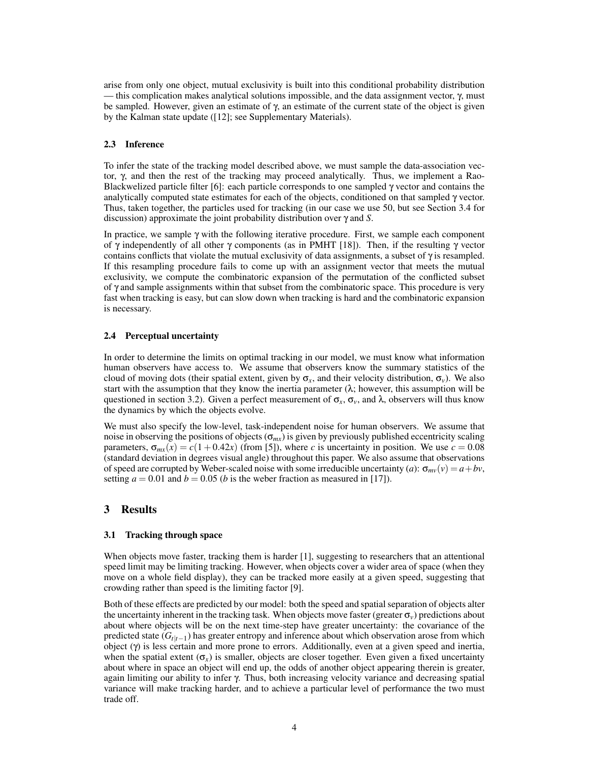arise from only one object, mutual exclusivity is built into this conditional probability distribution — this complication makes analytical solutions impossible, and the data assignment vector, $\gamma$, must be sampled. However, given an estimate of $\gamma$, an estimate of the current state of the object is given by the Kalman state update ([12]; see Supplementary Materials).

### 2.3 Inference

To infer the state of the tracking model described above, we must sample the data-association vector, $\gamma$, and then the rest of the tracking may proceed analytically. Thus, we implement a Rao-Blackwelized particle filter [6]: each particle corresponds to one sampled $\gamma$ vector and contains the analytically computed state estimates for each of the objects, conditioned on that sampled $\gamma$ vector. Thus, taken together, the particles used for tracking (in our case we use 50, but see Section 3.4 for discussion) approximate the joint probability distribution over $\gamma$ and $S$.

In practice, we sample $\gamma$ with the following iterative procedure. First, we sample each component of $\gamma$ independently of all other $\gamma$ components (as in PMHT [18]). Then, if the resulting $\gamma$ vector contains conflicts that violate the mutual exclusivity of data assignments, a subset of $\gamma$ is resampled. If this resampling procedure fails to come up with an assignment vector that meets the mutual exclusivity, we compute the combinatoric expansion of the permutation of the conflicted subset of $\gamma$ and sample assignments within that subset from the combinatoric space. This procedure is very fast when tracking is easy, but can slow down when tracking is hard and the combinatoric expansion is necessary.

### 2.4 Perceptual uncertainty

In order to determine the limits on optimal tracking in our model, we must know what information human observers have access to. We assume that observers know the summary statistics of the cloud of moving dots (their spatial extent, given by $\sigma_x$, and their velocity distribution, $\sigma_v$). We also start with the assumption that they know the inertia parameter ($\lambda$; however, this assumption will be questioned in section 3.2). Given a perfect measurement of $\sigma_x$, $\sigma_v$, and $\lambda$, observers will thus know the dynamics by which the objects evolve.

We must also specify the low-level, task-independent noise for human observers. We assume that noise in observing the positions of objects ($\sigma_{mx}$) is given by previously published eccentricity scaling parameters, $\sigma_{mx}(x) = c(1+0.42x)$ (from [5]), where $c$ is uncertainty in position. We use $c = 0.08$ (standard deviation in degrees visual angle) throughout this paper. We also assume that observations of speed are corrupted by Weber-scaled noise with some irreducible uncertainty ($a$): $\sigma_{mv}(v) = a + bv$, setting $a = 0.01$ and $b = 0.05$ ($b$ is the weber fraction as measured in [17]).

## 3 Results

### 3.1 Tracking through space

When objects move faster, tracking them is harder [1], suggesting to researchers that an attentional speed limit may be limiting tracking. However, when objects cover a wider area of space (when they move on a whole field display), they can be tracked more easily at a given speed, suggesting that crowding rather than speed is the limiting factor [9].

Both of these effects are predicted by our model: both the speed and spatial separation of objects alter the uncertainty inherent in the tracking task. When objects move faster (greater $\sigma_v$) predictions about about where objects will be on the next time-step have greater uncertainty: the covariance of the predicted state ($G_{t|t-1}$) has greater entropy and inference about which observation arose from which object ($\gamma$) is less certain and more prone to errors. Additionally, even at a given speed and inertia, when the spatial extent ($\sigma_x$) is smaller, objects are closer together. Even given a fixed uncertainty about where in space an object will end up, the odds of another object appearing therein is greater, again limiting our ability to infer $\gamma$. Thus, both increasing velocity variance and decreasing spatial variance will make tracking harder, and to achieve a particular level of performance the two must trade off.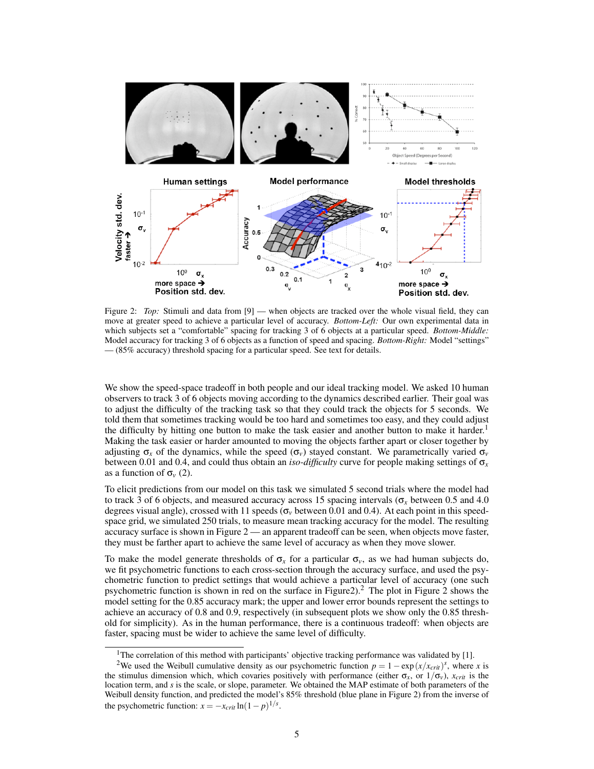Figure 2: *Top:* Stimuli and data from [9] — when objects are tracked over the whole visual field, they can move at greater speed to achieve a particular level of accuracy. *Bottom-Left:* Our own experimental data in which subjects set a "comfortable" spacing for tracking 3 of 6 objects at a particular speed. *Bottom-Middle:* Model accuracy for tracking 3 of 6 objects as a function of speed and spacing. *Bottom-Right:* Model "settings" — (85% accuracy) threshold spacing for a particular speed. See text for details.

We show the speed-space tradeoff in both people and our ideal tracking model. We asked 10 human observers to track 3 of 6 objects moving according to the dynamics described earlier. Their goal was to adjust the difficulty of the tracking task so that they could track the objects for 5 seconds. We told them that sometimes tracking would be too hard and sometimes too easy, and they could adjust the difficulty by hitting one button to make the task easier and another button to make it harder.[1] Making the task easier or harder amounted to moving the objects farther apart or closer together by adjusting $\sigma_x$ of the dynamics, while the speed ($\sigma_v$) stayed constant. We parametrically varied $\sigma_v$ between 0.01 and 0.4, and could thus obtain an *iso-difficulty* curve for people making settings of $\sigma_x$ as a function of $\sigma_v$ (2).

To elicit predictions from our model on this task we simulated 5 second trials where the model had to track 3 of 6 objects, and measured accuracy across 15 spacing intervals ($\sigma_x$ between 0.5 and 4.0 degrees visual angle), crossed with 11 speeds ($\sigma_v$ between 0.01 and 0.4). At each point in this speed-space grid, we simulated 250 trials, to measure mean tracking accuracy for the model. The resulting accuracy surface is shown in Figure 2 — an apparent tradeoff can be seen, when objects move faster, they must be farther apart to achieve the same level of accuracy as when they move slower.

To make the model generate thresholds of $\sigma_x$ for a particular $\sigma_v$, as we had human subjects do, we fit psychometric functions to each cross-section through the accuracy surface, and used the psychometric function to predict settings that would achieve a particular level of accuracy (one such psychometric function is shown in red on the surface in Figure2).[2] The plot in Figure 2 shows the model setting for the 0.85 accuracy mark; the upper and lower error bounds represent the settings to achieve an accuracy of 0.8 and 0.9, respectively (in subsequent plots we show only the 0.85 threshold for simplicity). As in the human performance, there is a continuous tradeoff: when objects are faster, spacing must be wider to achieve the same level of difficulty.

[1] The correlation of this method with participants' objective tracking performance was validated by [1].

[2] We used the Weibull cumulative density as our psychometric function $p = 1 - \exp(x/x_{crit})^s$, where $x$ is the stimulus dimension which, which covaries positively with performance (either $\sigma_x$, or $1/\sigma_v$), $x_{crit}$ is the location term, and $s$ is the scale, or slope, parameter. We obtained the MAP estimate of both parameters of the Weibull density function, and predicted the model's 85% threshold (blue plane in Figure 2) from the inverse of the psychometric function: $x = -x_{crit} \ln(1-p)^{1/s}$.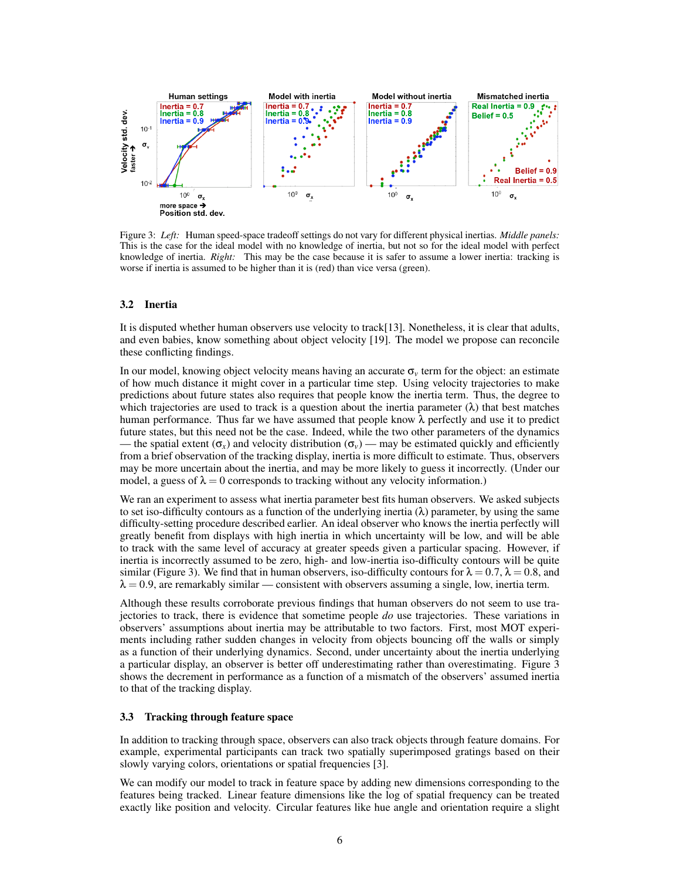Figure 3: *Left:* Human speed-space tradeoff settings do not vary for different physical inertias. *Middle panels:* This is the case for the ideal model with no knowledge of inertia, but not so for the ideal model with perfect knowledge of inertia. *Right:* This may be the case because it is safer to assume a lower inertia: tracking is worse if inertia is assumed to be higher than it is (red) than vice versa (green).

### 3.2 Inertia

It is disputed whether human observers use velocity to track[13]. Nonetheless, it is clear that adults, and even babies, know something about object velocity [19]. The model we propose can reconcile these conflicting findings.

In our model, knowing object velocity means having an accurate $\sigma_v$ term for the object: an estimate of how much distance it might cover in a particular time step. Using velocity trajectories to make predictions about future states also requires that people know the inertia term. Thus, the degree to which trajectories are used to track is a question about the inertia parameter ($\lambda$) that best matches human performance. Thus far we have assumed that people know $\lambda$ perfectly and use it to predict future states, but this need not be the case. Indeed, while the two other parameters of the dynamics — the spatial extent ($\sigma_x$) and velocity distribution ($\sigma_v$) — may be estimated quickly and efficiently from a brief observation of the tracking display, inertia is more difficult to estimate. Thus, observers may be more uncertain about the inertia, and may be more likely to guess it incorrectly. (Under our model, a guess of $\lambda = 0$ corresponds to tracking without any velocity information.)

We ran an experiment to assess what inertia parameter best fits human observers. We asked subjects to set iso-difficulty contours as a function of the underlying inertia ($\lambda$) parameter, by using the same difficulty-setting procedure described earlier. An ideal observer who knows the inertia perfectly will greatly benefit from displays with high inertia in which uncertainty will be low, and will be able to track with the same level of accuracy at greater speeds given a particular spacing. However, if inertia is incorrectly assumed to be zero, high- and low-inertia iso-difficulty contours will be quite similar (Figure 3). We find that in human observers, iso-difficulty contours for $\lambda = 0.7$, $\lambda = 0.8$, and $\lambda = 0.9$, are remarkably similar — consistent with observers assuming a single, low, inertia term.

Although these results corroborate previous findings that human observers do not seem to use trajectories to track, there is evidence that sometime people *do* use trajectories. These variations in observers' assumptions about inertia may be attributable to two factors. First, most MOT experiments including rather sudden changes in velocity from objects bouncing off the walls or simply as a function of their underlying dynamics. Second, under uncertainty about the inertia underlying a particular display, an observer is better off underestimating rather than overestimating. Figure 3 shows the decrement in performance as a function of a mismatch of the observers' assumed inertia to that of the tracking display.

### 3.3 Tracking through feature space

In addition to tracking through space, observers can also track objects through feature domains. For example, experimental participants can track two spatially superimposed gratings based on their slowly varying colors, orientations or spatial frequencies [3].

We can modify our model to track in feature space by adding new dimensions corresponding to the features being tracked. Linear feature dimensions like the log of spatial frequency can be treated exactly like position and velocity. Circular features like hue angle and orientation require a slight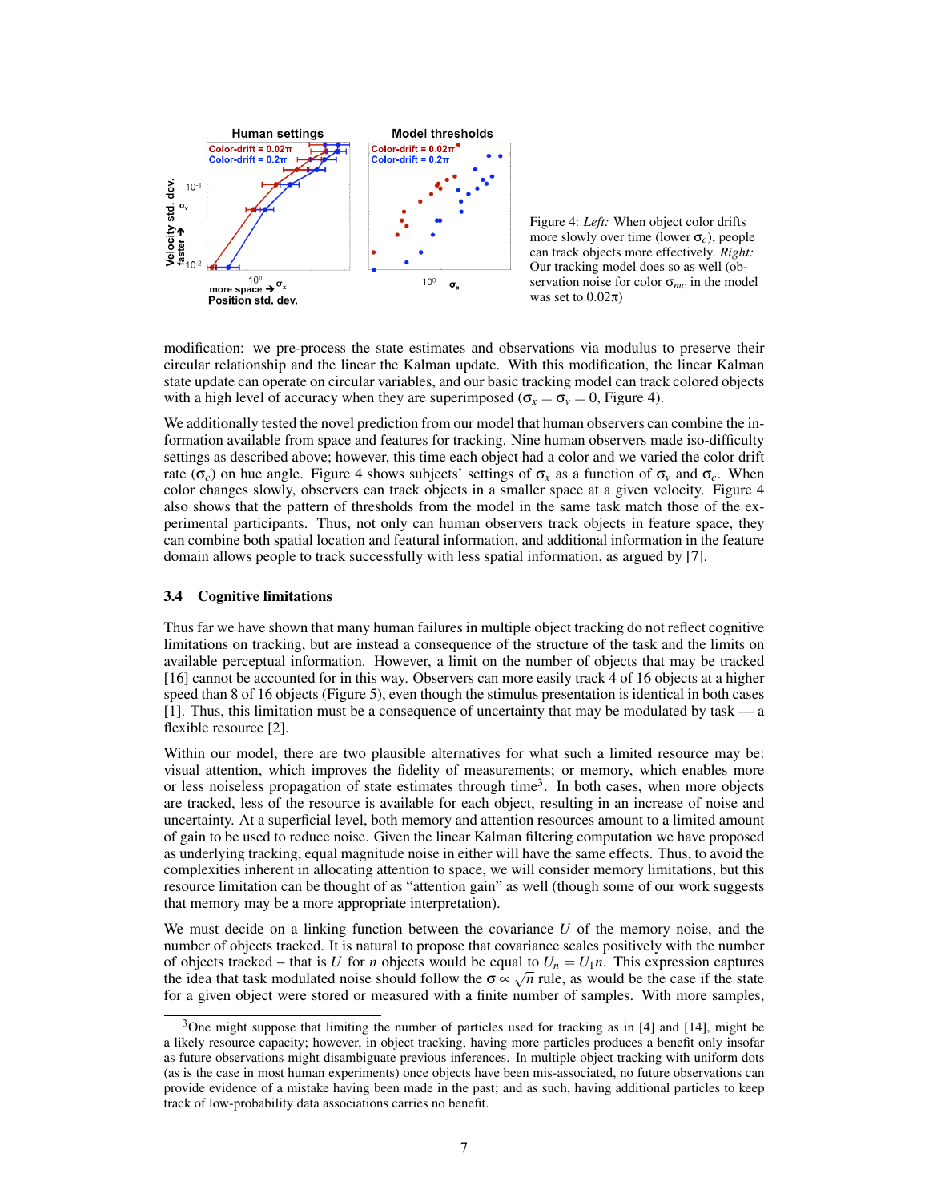Figure 4: *Left:* When object color drifts more slowly over time (lower $\sigma_c$), people can track objects more effectively. *Right:* Our tracking model does so as well (observation noise for color $\sigma_{mc}$ in the model was set to $0.02\pi$)

modification: we pre-process the state estimates and observations via modulus to preserve their circular relationship and the linear the Kalman update. With this modification, the linear Kalman state update can operate on circular variables, and our basic tracking model can track colored objects with a high level of accuracy when they are superimposed ($\sigma_x = \sigma_v = 0$, Figure 4).

We additionally tested the novel prediction from our model that human observers can combine the information available from space and features for tracking. Nine human observers made iso-difficulty settings as described above; however, this time each object had a color and we varied the color drift rate ($\sigma_c$) on hue angle. Figure 4 shows subjects' settings of $\sigma_x$ as a function of $\sigma_v$ and $\sigma_c$. When color changes slowly, observers can track objects in a smaller space at a given velocity. Figure 4 also shows that the pattern of thresholds from the model in the same task match those of the experimental participants. Thus, not only can human observers track objects in feature space, they can combine both spatial location and featural information, and additional information in the feature domain allows people to track successfully with less spatial information, as argued by [7].

### 3.4 Cognitive limitations

Thus far we have shown that many human failures in multiple object tracking do not reflect cognitive limitations on tracking, but are instead a consequence of the structure of the task and the limits on available perceptual information. However, a limit on the number of objects that may be tracked [16] cannot be accounted for in this way. Observers can more easily track 4 of 16 objects at a higher speed than 8 of 16 objects (Figure 5), even though the stimulus presentation is identical in both cases [1]. Thus, this limitation must be a consequence of uncertainty that may be modulated by task — a flexible resource [2].

Within our model, there are two plausible alternatives for what such a limited resource may be: visual attention, which improves the fidelity of measurements; or memory, which enables more or less noiseless propagation of state estimates through time[3]. In both cases, when more objects are tracked, less of the resource is available for each object, resulting in an increase of noise and uncertainty. At a superficial level, both memory and attention resources amount to a limited amount of gain to be used to reduce noise. Given the linear Kalman filtering computation we have proposed as underlying tracking, equal magnitude noise in either will have the same effects. Thus, to avoid the complexities inherent in allocating attention to space, we will consider memory limitations, but this resource limitation can be thought of as "attention gain" as well (though some of our work suggests that memory may be a more appropriate interpretation).

We must decide on a linking function between the covariance $U$ of the memory noise, and the number of objects tracked. It is natural to propose that covariance scales positively with the number of objects tracked – that is $U$ for $n$ objects would be equal to $U_n = U_1 n$. This expression captures the idea that task modulated noise should follow the $\sigma \propto \sqrt{n}$ rule, as would be the case if the state for a given object were stored or measured with a finite number of samples. With more samples,

[3] One might suppose that limiting the number of particles used for tracking as in [4] and [14], might be a likely resource capacity; however, in object tracking, having more particles produces a benefit only insofar as future observations might disambiguate previous inferences. In multiple object tracking with uniform dots (as is the case in most human experiments) once objects have been mis-associated, no future observations can provide evidence of a mistake having been made in the past; and as such, having additional particles to keep track of low-probability data associations carries no benefit.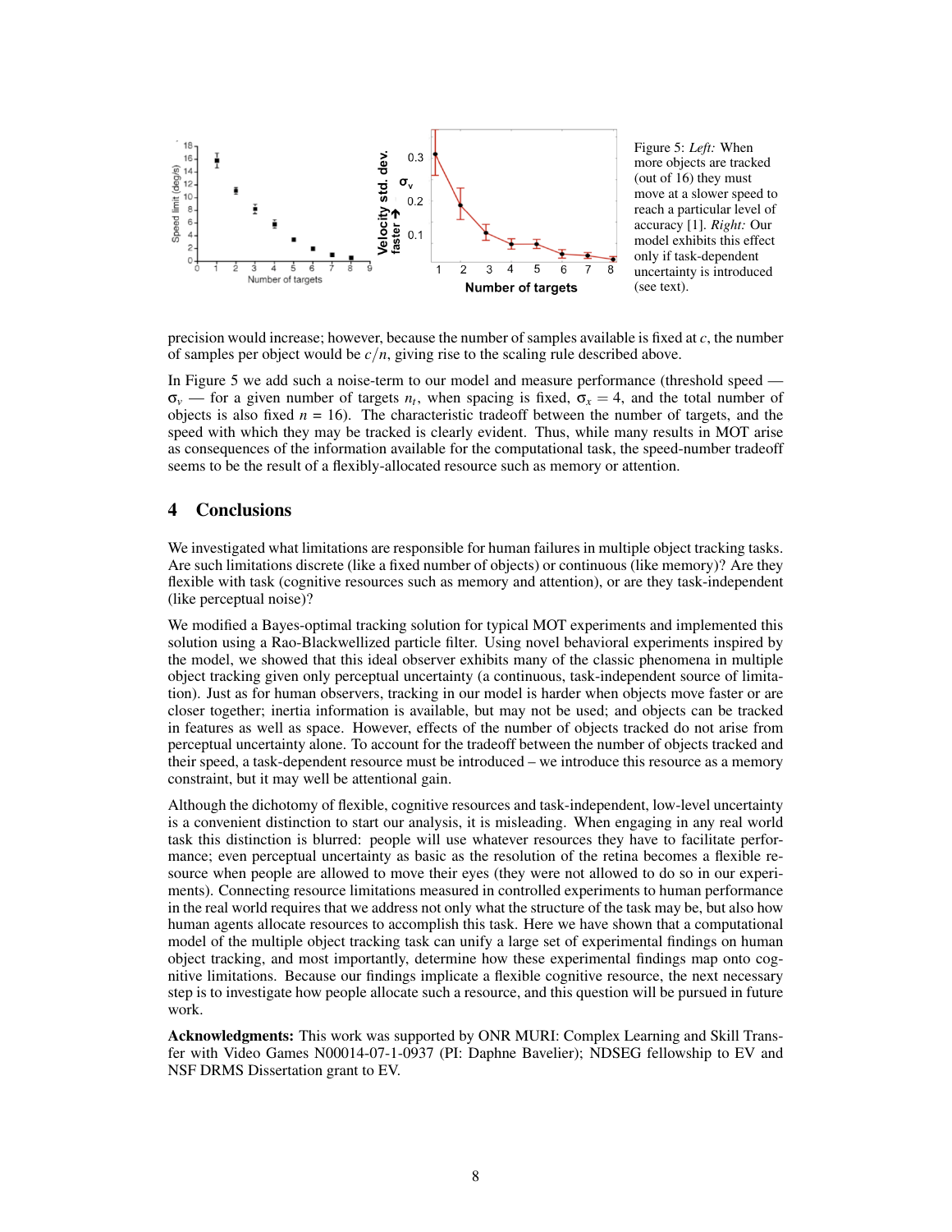Figure 5: *Left:* When more objects are tracked (out of 16) they must move at a slower speed to reach a particular level of accuracy [1]. *Right:* Our model exhibits this effect only if task-dependent uncertainty is introduced (see text).

precision would increase; however, because the number of samples available is fixed at $c$, the number of samples per object would be $c/n$, giving rise to the scaling rule described above.

In Figure 5 we add such a noise-term to our model and measure performance (threshold speed — $\sigma_v$ — for a given number of targets $n_t$, when spacing is fixed, $\sigma_x = 4$, and the total number of objects is also fixed $n = 16$). The characteristic tradeoff between the number of targets, and the speed with which they may be tracked is clearly evident. Thus, while many results in MOT arise as consequences of the information available for the computational task, the speed-number tradeoff seems to be the result of a flexibly-allocated resource such as memory or attention.

## 4 Conclusions

We investigated what limitations are responsible for human failures in multiple object tracking tasks. Are such limitations discrete (like a fixed number of objects) or continuous (like memory)? Are they flexible with task (cognitive resources such as memory and attention), or are they task-independent (like perceptual noise)?

We modified a Bayes-optimal tracking solution for typical MOT experiments and implemented this solution using a Rao-Blackwellized particle filter. Using novel behavioral experiments inspired by the model, we showed that this ideal observer exhibits many of the classic phenomena in multiple object tracking given only perceptual uncertainty (a continuous, task-independent source of limitation). Just as for human observers, tracking in our model is harder when objects move faster or are closer together; inertia information is available, but may not be used; and objects can be tracked in features as well as space. However, effects of the number of objects tracked do not arise from perceptual uncertainty alone. To account for the tradeoff between the number of objects tracked and their speed, a task-dependent resource must be introduced – we introduce this resource as a memory constraint, but it may well be attentional gain.

Although the dichotomy of flexible, cognitive resources and task-independent, low-level uncertainty is a convenient distinction to start our analysis, it is misleading. When engaging in any real world task this distinction is blurred: people will use whatever resources they have to facilitate performance; even perceptual uncertainty as basic as the resolution of the retina becomes a flexible resource when people are allowed to move their eyes (they were not allowed to do so in our experiments). Connecting resource limitations measured in controlled experiments to human performance in the real world requires that we address not only what the structure of the task may be, but also how human agents allocate resources to accomplish this task. Here we have shown that a computational model of the multiple object tracking task can unify a large set of experimental findings on human object tracking, and most importantly, determine how these experimental findings map onto cognitive limitations. Because our findings implicate a flexible cognitive resource, the next necessary step is to investigate how people allocate such a resource, and this question will be pursued in future work.

**Acknowledgments:** This work was supported by ONR MURI: Complex Learning and Skill Transfer with Video Games N00014-07-1-0937 (PI: Daphne Bavelier); NDSEG fellowship to EV and NSF DRMS Dissertation grant to EV.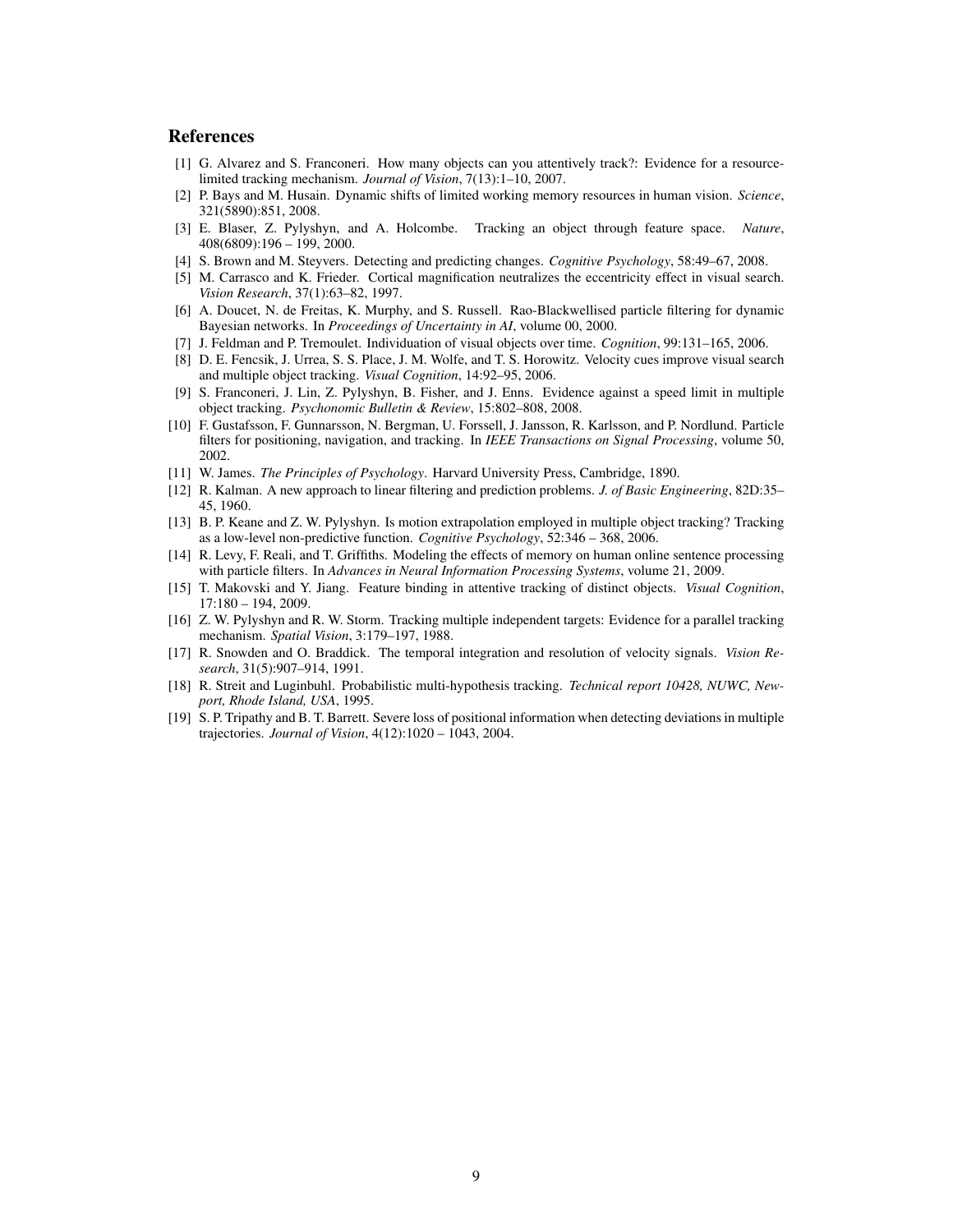## References

[1] G. Alvarez and S. Franconeri. How many objects can you attentively track?: Evidence for a resource-limited tracking mechanism. *Journal of Vision*, 7(13):1–10, 2007.

[2] P. Bays and M. Husain. Dynamic shifts of limited working memory resources in human vision. *Science*, 321(5890):851, 2008.

[3] E. Blaser, Z. Pylyshyn, and A. Holcombe. Tracking an object through feature space. *Nature*, 408(6809):196 – 199, 2000.

[4] S. Brown and M. Steyvers. Detecting and predicting changes. *Cognitive Psychology*, 58:49–67, 2008.

[5] M. Carrasco and K. Frieder. Cortical magnification neutralizes the eccentricity effect in visual search. *Vision Research*, 37(1):63–82, 1997.

[6] A. Doucet, N. de Freitas, K. Murphy, and S. Russell. Rao-Blackwellised particle filtering for dynamic Bayesian networks. In *Proceedings of Uncertainty in AI*, volume 00, 2000.

[7] J. Feldman and P. Tremoulet. Individuation of visual objects over time. *Cognition*, 99:131–165, 2006.

[8] D. E. Fencsik, J. Urrea, S. S. Place, J. M. Wolfe, and T. S. Horowitz. Velocity cues improve visual search and multiple object tracking. *Visual Cognition*, 14:92–95, 2006.

[9] S. Franconeri, J. Lin, Z. Pylyshyn, B. Fisher, and J. Enns. Evidence against a speed limit in multiple object tracking. *Psychonomic Bulletin & Review*, 15:802–808, 2008.

[10] F. Gustafsson, F. Gunnarsson, N. Bergman, U. Forssell, J. Jansson, R. Karlsson, and P. Nordlund. Particle filters for positioning, navigation, and tracking. In *IEEE Transactions on Signal Processing*, volume 50, 2002.

[11] W. James. *The Principles of Psychology*. Harvard University Press, Cambridge, 1890.

[12] R. Kalman. A new approach to linear filtering and prediction problems. *J. of Basic Engineering*, 82D:35–45, 1960.

[13] B. P. Keane and Z. W. Pylyshyn. Is motion extrapolation employed in multiple object tracking? Tracking as a low-level non-predictive function. *Cognitive Psychology*, 52:346 – 368, 2006.

[14] R. Levy, F. Reali, and T. Griffiths. Modeling the effects of memory on human online sentence processing with particle filters. In *Advances in Neural Information Processing Systems*, volume 21, 2009.

[15] T. Makovski and Y. Jiang. Feature binding in attentive tracking of distinct objects. *Visual Cognition*, 17:180 – 194, 2009.

[16] Z. W. Pylyshyn and R. W. Storm. Tracking multiple independent targets: Evidence for a parallel tracking mechanism. *Spatial Vision*, 3:179–197, 1988.

[17] R. Snowden and O. Braddick. The temporal integration and resolution of velocity signals. *Vision Research*, 31(5):907–914, 1991.

[18] R. Streit and Luginbuhl. Probabilistic multi-hypothesis tracking. *Technical report 10428, NUWC, Newport, Rhode Island, USA*, 1995.

[19] S. P. Tripathy and B. T. Barrett. Severe loss of positional information when detecting deviations in multiple trajectories. *Journal of Vision*, 4(12):1020 – 1043, 2004.